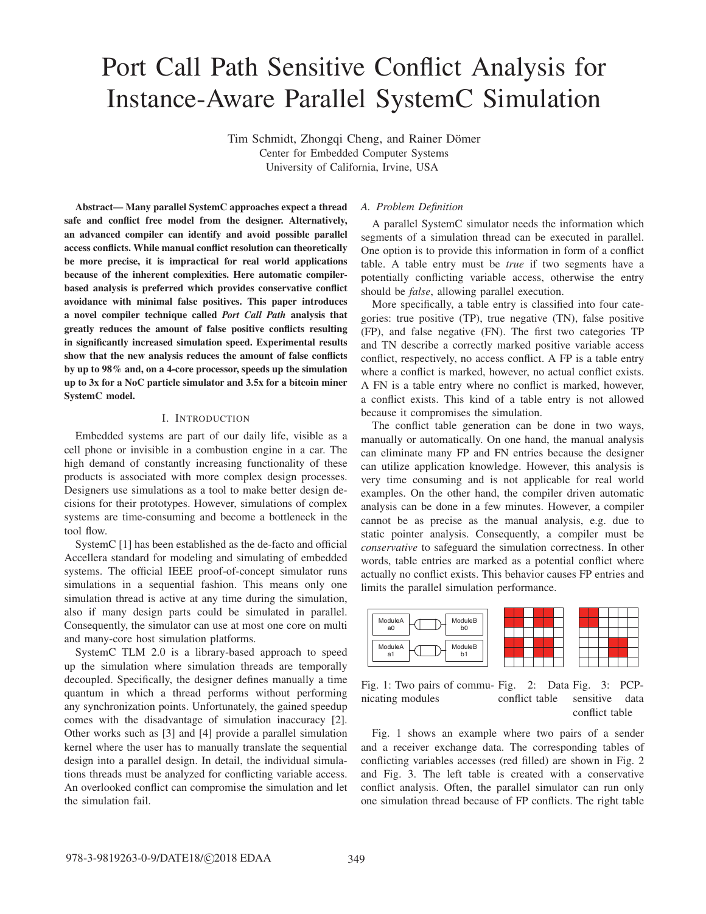# Port Call Path Sensitive Conflict Analysis for Instance-Aware Parallel SystemC Simulation

Tim Schmidt, Zhongqi Cheng, and Rainer Dömer
Center for Embedded Computer Systems
University of California, Irvine, USA

**Abstract— Many parallel SystemC approaches expect a thread safe and conflict free model from the designer. Alternatively, an advanced compiler can identify and avoid possible parallel access conflicts. While manual conflict resolution can theoretically be more precise, it is impractical for real world applications because of the inherent complexities. Here automatic compiler-based analysis is preferred which provides conservative conflict avoidance with minimal false positives. This paper introduces a novel compiler technique called *Port Call Path* analysis that greatly reduces the amount of false positive conflicts resulting in significantly increased simulation speed. Experimental results show that the new analysis reduces the amount of false conflicts by up to 98% and, on a 4-core processor, speeds up the simulation up to 3x for a NoC particle simulator and 3.5x for a bitcoin miner SystemC model.**

## I. Introduction

Embedded systems are part of our daily life, visible as a cell phone or invisible in a combustion engine in a car. The high demand of constantly increasing functionality of these products is associated with more complex design processes. Designers use simulations as a tool to make better design decisions for their prototypes. However, simulations of complex systems are time-consuming and become a bottleneck in the tool flow.

SystemC [1] has been established as the de-facto and official Accellera standard for modeling and simulating of embedded systems. The official IEEE proof-of-concept simulator runs simulations in a sequential fashion. This means only one simulation thread is active at any time during the simulation, also if many design parts could be simulated in parallel. Consequently, the simulator can use at most one core on multi and many-core host simulation platforms.

SystemC TLM 2.0 is a library-based approach to speed up the simulation where simulation threads are temporally decoupled. Specifically, the designer defines manually a time quantum in which a thread performs without performing any synchronization points. Unfortunately, the gained speedup comes with the disadvantage of simulation inaccuracy [2]. Other works such as [3] and [4] provide a parallel simulation kernel where the user has to manually translate the sequential design into a parallel design. In detail, the individual simulations threads must be analyzed for conflicting variable access. An overlooked conflict can compromise the simulation and let the simulation fail.

### A. Problem Definition

A parallel SystemC simulator needs the information which segments of a simulation thread can be executed in parallel. One option is to provide this information in form of a conflict table. A table entry must be *true* if two segments have a potentially conflicting variable access, otherwise the entry should be *false*, allowing parallel execution.

More specifically, a table entry is classified into four categories: true positive (TP), true negative (TN), false positive (FP), and false negative (FN). The first two categories TP and TN describe a correctly marked positive variable access conflict, respectively, no access conflict. A FP is a table entry where a conflict is marked, however, no actual conflict exists. A FN is a table entry where no conflict is marked, however, a conflict exists. This kind of a table entry is not allowed because it compromises the simulation.

The conflict table generation can be done in two ways, manually or automatically. On one hand, the manual analysis can eliminate many FP and FN entries because the designer can utilize application knowledge. However, this analysis is very time consuming and is not applicable for real world examples. On the other hand, the compiler driven automatic analysis can be done in a few minutes. However, a compiler cannot be as precise as the manual analysis, e.g. due to static pointer analysis. Consequently, a compiler must be *conservative* to safeguard the simulation correctness. In other words, table entries are marked as a potential conflict where actually no conflict exists. This behavior causes FP entries and limits the parallel simulation performance.

Fig. 1: Two pairs of communicating modules

Fig. 2: Data conflict table

Fig. 3: PCP-sensitive data conflict table

Fig. 1 shows an example where two pairs of a sender and a receiver exchange data. The corresponding tables of conflicting variables accesses (red filled) are shown in Fig. 2 and Fig. 3. The left table is created with a conservative conflict analysis. Often, the parallel simulator can run only one simulation thread because of FP conflicts. The right table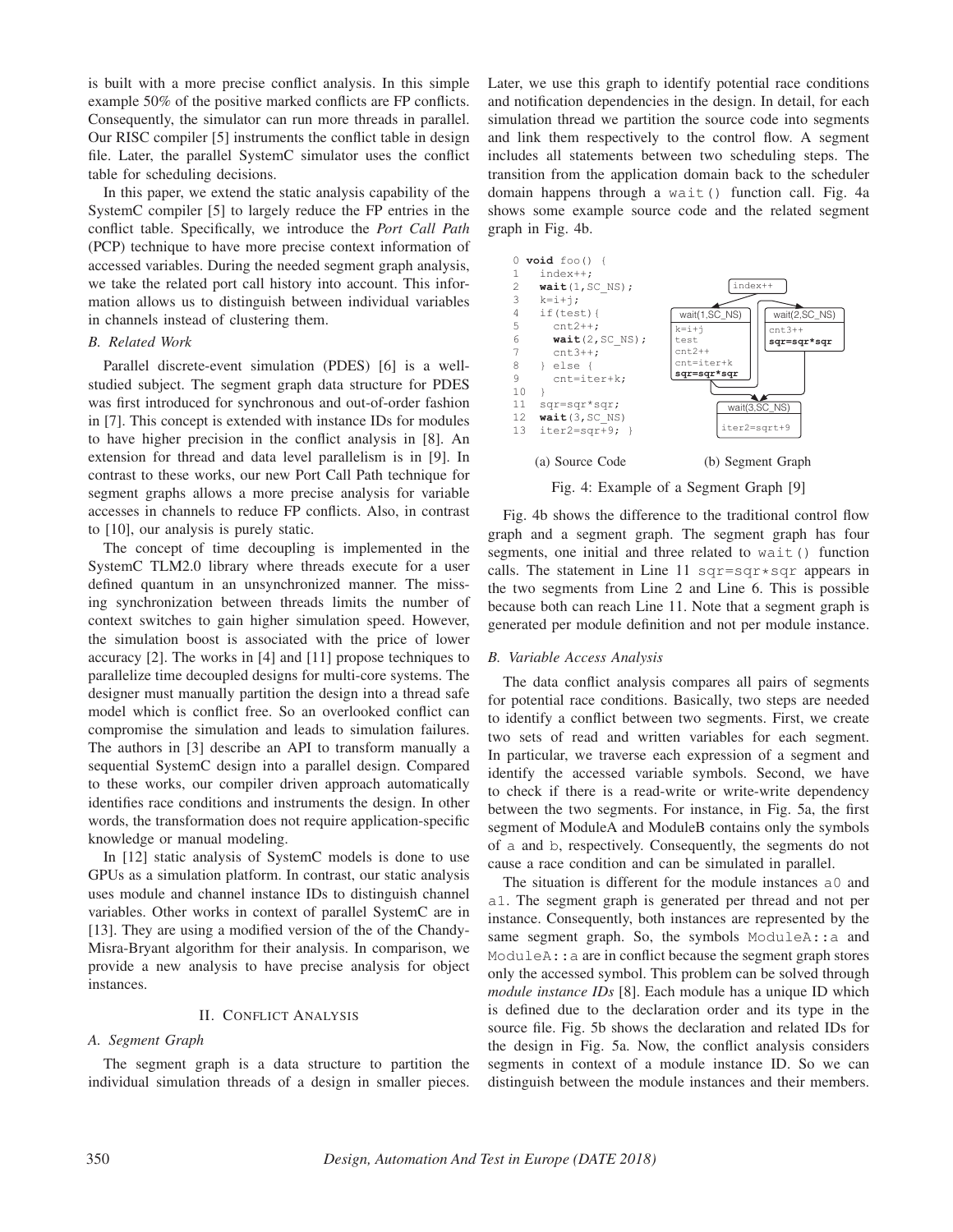is built with a more precise conflict analysis. In this simple example 50% of the positive marked conflicts are FP conflicts. Consequently, the simulator can run more threads in parallel. Our RISC compiler [5] instruments the conflict table in design file. Later, the parallel SystemC simulator uses the conflict table for scheduling decisions.

In this paper, we extend the static analysis capability of the SystemC compiler [5] to largely reduce the FP entries in the conflict table. Specifically, we introduce the *Port Call Path* (PCP) technique to have more precise context information of accessed variables. During the needed segment graph analysis, we take the related port call history into account. This information allows us to distinguish between individual variables in channels instead of clustering them.

### B. Related Work

Parallel discrete-event simulation (PDES) [6] is a well-studied subject. The segment graph data structure for PDES was first introduced for synchronous and out-of-order fashion in [7]. This concept is extended with instance IDs for modules to have higher precision in the conflict analysis in [8]. An extension for thread and data level parallelism is in [9]. In contrast to these works, our new Port Call Path technique for segment graphs allows a more precise analysis for variable accesses in channels to reduce FP conflicts. Also, in contrast to [10], our analysis is purely static.

The concept of time decoupling is implemented in the SystemC TLM2.0 library where threads execute for a user defined quantum in an unsynchronized manner. The missing synchronization between threads limits the number of context switches to gain higher simulation speed. However, the simulation boost is associated with the price of lower accuracy [2]. The works in [4] and [11] propose techniques to parallelize time decoupled designs for multi-core systems. The designer must manually partition the design into a thread safe model which is conflict free. So an overlooked conflict can compromise the simulation and leads to simulation failures. The authors in [3] describe an API to transform manually a sequential SystemC design into a parallel design. Compared to these works, our compiler driven approach automatically identifies race conditions and instruments the design. In other words, the transformation does not require application-specific knowledge or manual modeling.

In [12] static analysis of SystemC models is done to use GPUs as a simulation platform. In contrast, our static analysis uses module and channel instance IDs to distinguish channel variables. Other works in context of parallel SystemC are in [13]. They are using a modified version of the of the Chandy-Misra-Bryant algorithm for their analysis. In comparison, we provide a new analysis to have precise analysis for object instances.

## II. Conflict Analysis

### A. Segment Graph

The segment graph is a data structure to partition the individual simulation threads of a design in smaller pieces. Later, we use this graph to identify potential race conditions and notification dependencies in the design. In detail, for each simulation thread we partition the source code into segments and link them respectively to the control flow. A segment includes all statements between two scheduling steps. The transition from the application domain back to the scheduler domain happens through a `wait()` function call. Fig. 4a shows some example source code and the related segment graph in Fig. 4b.

```
0  void foo() {
1    index++;
2    wait(1,SC_NS);
3    k=i+j;
4    if(test){
5      cnt2++;
6      wait(2,SC_NS);
7      cnt3++;
8    } else {
9      cnt=iter+k;
10   }
11   sqr=sqr*sqr;
12   wait(3,SC_NS)
13   iter2=sqr+9; }
```

(a) Source Code

(b) Segment Graph

Fig. 4: Example of a Segment Graph [9]

Fig. 4b shows the difference to the traditional control flow graph and a segment graph. The segment graph has four segments, one initial and three related to `wait()` function calls. The statement in Line 11 `sqr=sqr*sqr` appears in the two segments from Line 2 and Line 6. This is possible because both can reach Line 11. Note that a segment graph is generated per module definition and not per module instance.

### B. Variable Access Analysis

The data conflict analysis compares all pairs of segments for potential race conditions. Basically, two steps are needed to identify a conflict between two segments. First, we create two sets of read and written variables for each segment. In particular, we traverse each expression of a segment and identify the accessed variable symbols. Second, we have to check if there is a read-write or write-write dependency between the two segments. For instance, in Fig. 5a, the first segment of ModuleA and ModuleB contains only the symbols of `a` and `b`, respectively. Consequently, the segments do not cause a race condition and can be simulated in parallel.

The situation is different for the module instances `a0` and `a1`. The segment graph is generated per thread and not per instance. Consequently, both instances are represented by the same segment graph. So, the symbols `ModuleA::a` and `ModuleA::a` are in conflict because the segment graph stores only the accessed symbol. This problem can be solved through *module instance IDs* [8]. Each module has a unique ID which is defined due to the declaration order and its type in the source file. Fig. 5b shows the declaration and related IDs for the design in Fig. 5a. Now, the conflict analysis considers segments in context of a module instance ID. So we can distinguish between the module instances and their members.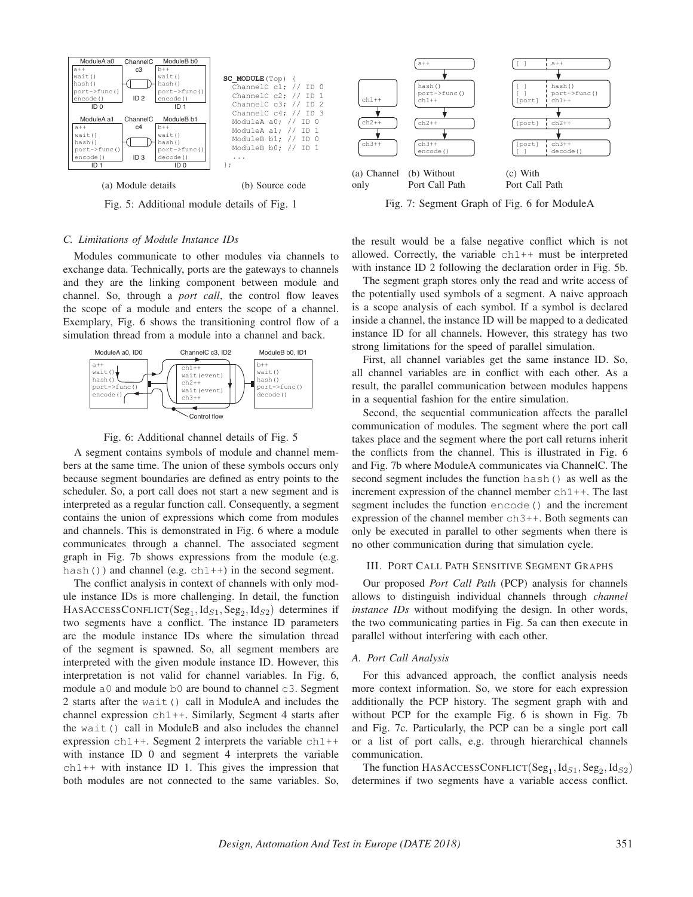```
SC_MODULE(Top) {
  ChannelC c1; // ID 0
  ChannelC c2; // ID 1
  ChannelC c3; // ID 2
  ChannelC c4; // ID 3
  ModuleA a0; // ID 0
  ModuleA a1; // ID 1
  ModuleB b1; // ID 0
  ModuleB b0; // ID 1
  ...
};
```

(a) Module details (b) Source code

Fig. 5: Additional module details of Fig. 1

(a) Channel only (b) Without Port Call Path (c) With Port Call Path

Fig. 7: Segment Graph of Fig. 6 for ModuleA

### C. Limitations of Module Instance IDs

Modules communicate to other modules via channels to exchange data. Technically, ports are the gateways to channels and they are the linking component between module and channel. So, through a *port call*, the control flow leaves the scope of a module and enters the scope of a channel. Exemplary, Fig. 6 shows the transitioning control flow of a simulation thread from a module into a channel and back.

Fig. 6: Additional channel details of Fig. 5

A segment contains symbols of module and channel members at the same time. The union of these symbols occurs only because segment boundaries are defined as entry points to the scheduler. So, a port call does not start a new segment and is interpreted as a regular function call. Consequently, a segment contains the union of expressions which come from modules and channels. This is demonstrated in Fig. 6 where a module communicates through a channel. The associated segment graph in Fig. 7b shows expressions from the module (e.g. `hash()`) and channel (e.g. `ch1++`) in the second segment.

The conflict analysis in context of channels with only module instance IDs is more challenging. In detail, the function $\text{HASACCESSCONFLICT}(\text{Seg}_1, \text{Id}_{S1}, \text{Seg}_2, \text{Id}_{S2})$ determines if two segments have a conflict. The instance ID parameters are the module instance IDs where the simulation thread of the segment is spawned. So, all segment members are interpreted with the given module instance ID. However, this interpretation is not valid for channel variables. In Fig. 6, module `a0` and module `b0` are bound to channel `c3`. Segment 2 starts after the `wait()` call in ModuleA and includes the channel expression `ch1++`. Similarly, Segment 4 starts after the `wait()` call in ModuleB and also includes the channel expression `ch1++`. Segment 2 interprets the variable `ch1++` with instance ID 0 and segment 4 interprets the variable `ch1++` with instance ID 1. This gives the impression that both modules are not connected to the same variables. So, the result would be a false negative conflict which is not allowed. Correctly, the variable `ch1++` must be interpreted with instance ID 2 following the declaration order in Fig. 5b.

The segment graph stores only the read and write access of the potentially used symbols of a segment. A naive approach is a scope analysis of each symbol. If a symbol is declared inside a channel, the instance ID will be mapped to a dedicated instance ID for all channels. However, this strategy has two strong limitations for the speed of parallel simulation.

First, all channel variables get the same instance ID. So, all channel variables are in conflict with each other. As a result, the parallel communication between modules happens in a sequential fashion for the entire simulation.

Second, the sequential communication affects the parallel communication of modules. The segment where the port call takes place and the segment where the port call returns inherit the conflicts from the channel. This is illustrated in Fig. 6 and Fig. 7b where ModuleA communicates via ChannelC. The second segment includes the function `hash()` as well as the increment expression of the channel member `ch1++`. The last segment includes the function `encode()` and the increment expression of the channel member `ch3++`. Both segments can only be executed in parallel to other segments when there is no other communication during that simulation cycle.

## III. Port Call Path Sensitive Segment Graphs

Our proposed *Port Call Path* (PCP) analysis for channels allows to distinguish individual channels through *channel instance IDs* without modifying the design. In other words, the two communicating parties in Fig. 5a can then execute in parallel without interfering with each other.

### A. Port Call Analysis

For this advanced approach, the conflict analysis needs more context information. So, we store for each expression additionally the PCP history. The segment graph with and without PCP for the example Fig. 6 is shown in Fig. 7b and Fig. 7c. Particularly, the PCP can be a single port call or a list of port calls, e.g. through hierarchical channels communication.

The function $\text{HASACCESSCONFLICT}(\text{Seg}_1, \text{Id}_{S1}, \text{Seg}_2, \text{Id}_{S2})$ determines if two segments have a variable access conflict.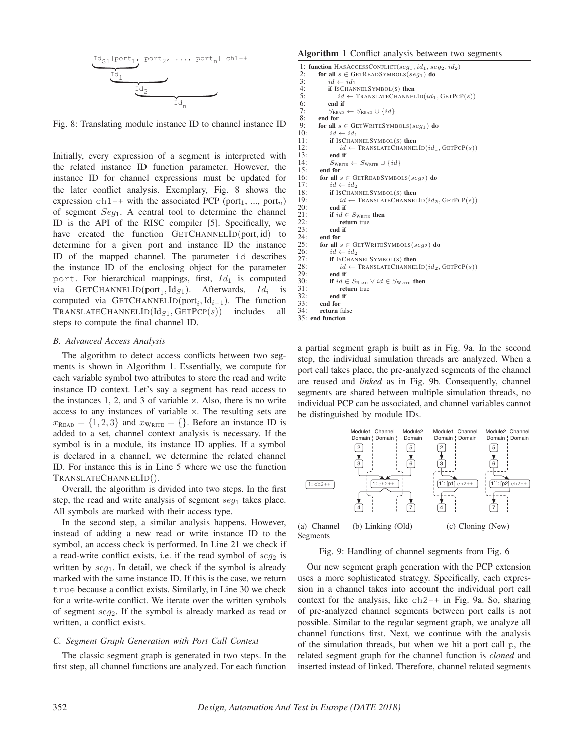```
IdS1[port1, port2, ..., portn] ch1++
```

Fig. 8: Translating module instance ID to channel instance ID

Initially, every expression of a segment is interpreted with the related instance ID function parameter. However, the instance ID for channel expressions must be updated for the later conflict analysis. Exemplary, Fig. 8 shows the expression `ch1++` with the associated PCP ($\text{port}_1$, ..., $\text{port}_n$) of segment $Seg_1$. A central tool to determine the channel ID is the API of the RISC compiler [5]. Specifically, we have created the function GETCHANNELID(port, id) to determine for a given port and instance ID the instance ID of the mapped channel. The parameter `id` describes the instance ID of the enclosing object for the parameter `port`. For hierarchical mappings, first, $Id_1$ is computed via GETCHANNELID($\text{port}_1$, $\text{Id}_{S1}$). Afterwards, $Id_i$ is computed via GETCHANNELID($\text{port}_i$, $\text{Id}_{i-1}$). The function TRANSLATECHANNELID($\text{Id}_{S1}$, GETPCP($s$)) includes all steps to compute the final channel ID.

### B. Advanced Access Analysis

The algorithm to detect access conflicts between two segments is shown in Algorithm 1. Essentially, we compute for each variable symbol two attributes to store the read and write instance ID context. Let's say a segment has read access to the instances 1, 2, and 3 of variable x. Also, there is no write access to any instances of variable x. The resulting sets are $x_{\text{READ}} = \{1, 2, 3\}$ and $x_{\text{WRITE}} = \{\}$. Before an instance ID is added to a set, channel context analysis is necessary. If the symbol is in a module, its instance ID applies. If a symbol is declared in a channel, we determine the related channel ID. For instance this is in Line 5 where we use the function TRANSLATECHANNELID().

Overall, the algorithm is divided into two steps. In the first step, the read and write analysis of segment $seg_1$ takes place. All symbols are marked with their access type.

In the second step, a similar analysis happens. However, instead of adding a new read or write instance ID to the symbol, an access check is performed. In Line 21 we check if a read-write conflict exists, i.e. if the read symbol of $seg_2$ is written by $seg_1$. In detail, we check if the symbol is already marked with the same instance ID. If this is the case, we return `true` because a conflict exists. Similarly, in Line 30 we check for a write-write conflict. We iterate over the written symbols of segment $seg_2$. If the symbol is already marked as read or written, a conflict exists.

### C. Segment Graph Generation with Port Call Context

The classic segment graph is generated in two steps. In the first step, all channel functions are analyzed. For each function a partial segment graph is built as in Fig. 9a. In the second step, the individual simulation threads are analyzed. When a port call takes place, the pre-analyzed segments of the channel are reused and *linked* as in Fig. 9b. Consequently, channel segments are shared between multiple simulation threads, no individual PCP can be associated, and channel variables cannot be distinguished by module IDs.

**Algorithm 1** Conflict analysis between two segments

```
1: function HASACCESSCONFLICT(seg1, id1, seg2, id2)
2:     for all s ∈ GETREADSYMBOLS(seg1) do
3:         id ← id1
4:         if ISCHANNELSYMBOL(s) then
5:             id ← TRANSLATECHANNELID(id1, GETPCP(s))
6:         end if
7:         S_READ ← S_READ ∪ {id}
8:     end for
9:     for all s ∈ GETWRITESYMBOLS(seg1) do
10:        id ← id1
11:        if ISCHANNELSYMBOL(s) then
12:            id ← TRANSLATECHANNELID(id1, GETPCP(s))
13:        end if
14:        S_WRITE ← S_WRITE ∪ {id}
15:    end for
16:    for all s ∈ GETREADSYMBOLS(seg2) do
17:        id ← id2
18:        if ISCHANNELSYMBOL(s) then
19:            id ← TRANSLATECHANNELID(id2, GETPCP(s))
20:        end if
21:        if id ∈ S_WRITE then
22:            return true
23:        end if
24:    end for
25:    for all s ∈ GETWRITESYMBOLS(seg2) do
26:        id ← id2
27:        if ISCHANNELSYMBOL(s) then
28:            id ← TRANSLATECHANNELID(id2, GETPCP(s))
29:        end if
30:        if id ∈ S_READ ∨ id ∈ S_WRITE then
31:            return true
32:        end if
33:    end for
34:    return false
35: end function
```

(a) Channel Segments (b) Linking (Old) (c) Cloning (New)

Fig. 9: Handling of channel segments from Fig. 6

Our new segment graph generation with the PCP extension uses a more sophisticated strategy. Specifically, each expression in a channel takes into account the individual port call context for the analysis, like `ch2++` in Fig. 9a. So, sharing of pre-analyzed channel segments between port calls is not possible. Similar to the regular segment graph, we analyze all channel functions first. Next, we continue with the analysis of the simulation threads, but when we hit a port call `p`, the related segment graph for the channel function is *cloned* and inserted instead of linked. Therefore, channel related segments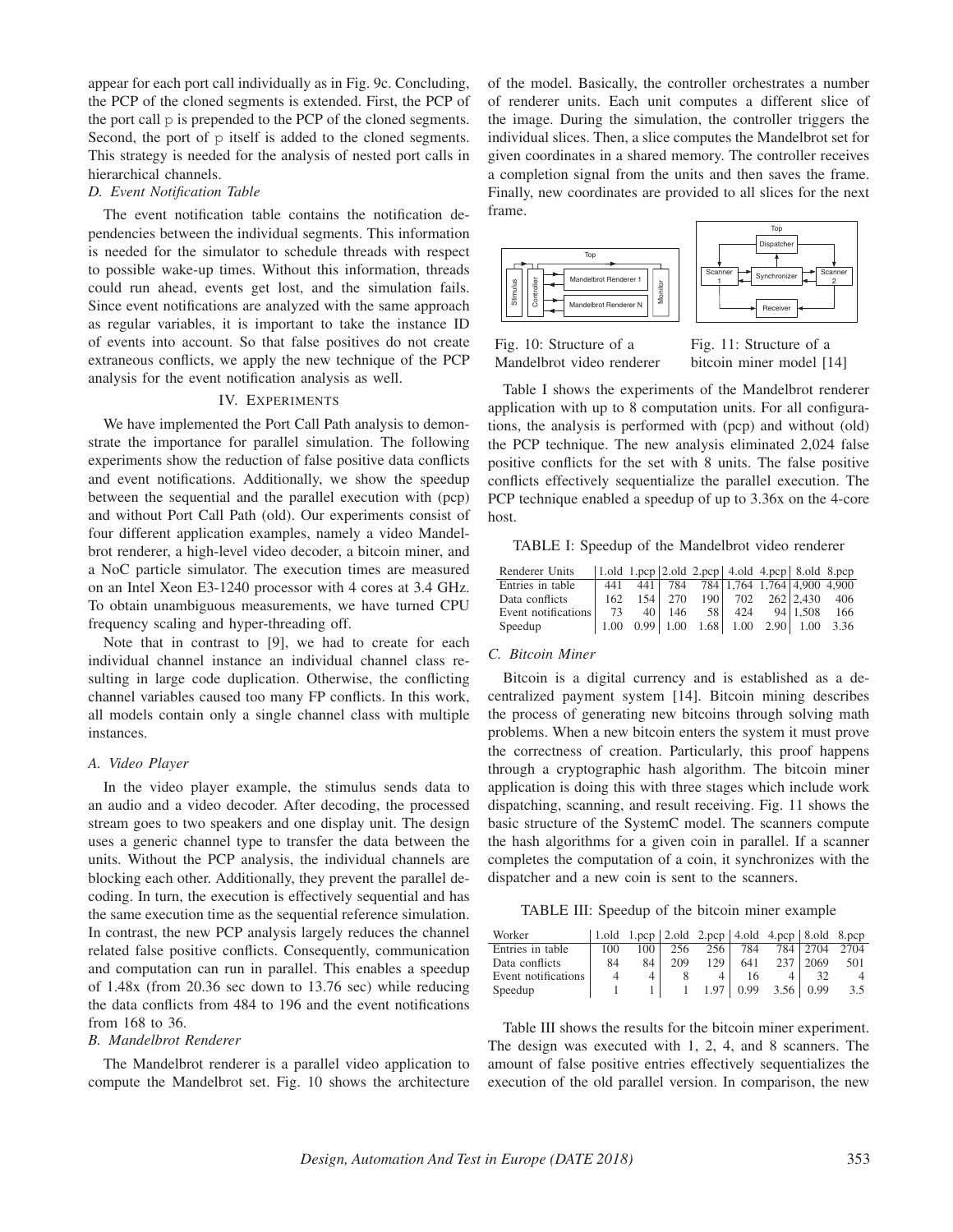appear for each port call individually as in Fig. 9c. Concluding, the PCP of the cloned segments is extended. First, the PCP of the port call p is prepended to the PCP of the cloned segments. Second, the port of p itself is added to the cloned segments. This strategy is needed for the analysis of nested port calls in hierarchical channels.

### *D. Event Notification Table*

The event notification table contains the notification dependencies between the individual segments. This information is needed for the simulator to schedule threads with respect to possible wake-up times. Without this information, threads could run ahead, events get lost, and the simulation fails. Since event notifications are analyzed with the same approach as regular variables, it is important to take the instance ID of events into account. So that false positives do not create extraneous conflicts, we apply the new technique of the PCP analysis for the event notification analysis as well.

## IV. Experiments

We have implemented the Port Call Path analysis to demonstrate the importance for parallel simulation. The following experiments show the reduction of false positive data conflicts and event notifications. Additionally, we show the speedup between the sequential and the parallel execution with (pcp) and without Port Call Path (old). Our experiments consist of four different application examples, namely a video Mandelbrot renderer, a high-level video decoder, a bitcoin miner, and a NoC particle simulator. The execution times are measured on an Intel Xeon E3-1240 processor with 4 cores at 3.4 GHz. To obtain unambiguous measurements, we have turned CPU frequency scaling and hyper-threading off.

Note that in contrast to [9], we had to create for each individual channel instance an individual channel class resulting in large code duplication. Otherwise, the conflicting channel variables caused too many FP conflicts. In this work, all models contain only a single channel class with multiple instances.

### *A. Video Player*

In the video player example, the stimulus sends data to an audio and a video decoder. After decoding, the processed stream goes to two speakers and one display unit. The design uses a generic channel type to transfer the data between the units. Without the PCP analysis, the individual channels are blocking each other. Additionally, they prevent the parallel decoding. In turn, the execution is effectively sequential and has the same execution time as the sequential reference simulation. In contrast, the new PCP analysis largely reduces the channel related false positive conflicts. Consequently, communication and computation can run in parallel. This enables a speedup of 1.48x (from 20.36 sec down to 13.76 sec) while reducing the data conflicts from 484 to 196 and the event notifications from 168 to 36.

### *B. Mandelbrot Renderer*

The Mandelbrot renderer is a parallel video application to compute the Mandelbrot set. Fig. 10 shows the architecture of the model. Basically, the controller orchestrates a number of renderer units. Each unit computes a different slice of the image. During the simulation, the controller triggers the individual slices. Then, a slice computes the Mandelbrot set for given coordinates in a shared memory. The controller receives a completion signal from the units and then saves the frame. Finally, new coordinates are provided to all slices for the next frame.

Top
Stimulus
Controller
Mandelbrot Renderer 1
Mandelbrot Renderer N
Monitor

Fig. 10: Structure of a Mandelbrot video renderer

Top
Dispatcher
Scanner 1
Synchronizer
Scanner 2
Receiver

Fig. 11: Structure of a bitcoin miner model [14]

Table I shows the experiments of the Mandelbrot renderer application with up to 8 computation units. For all configurations, the analysis is performed with (pcp) and without (old) the PCP technique. The new analysis eliminated 2,024 false positive conflicts for the set with 8 units. The false positive conflicts effectively sequentialize the parallel execution. The PCP technique enabled a speedup of up to 3.36x on the 4-core host.

TABLE I: Speedup of the Mandelbrot video renderer

| Renderer Units | 1.old | 1.pcp | 2.old | 2.pcp | 4.old | 4.pcp | 8.old | 8.pcp |
|---|---|---|---|---|---|---|---|---|
| Entries in table | 441 | 441 | 784 | 784 | 1,764 | 1,764 | 4,900 | 4,900 |
| Data conflicts | 162 | 154 | 270 | 190 | 702 | 262 | 2,430 | 406 |
| Event notifications | 73 | 40 | 146 | 58 | 424 | 94 | 1,508 | 166 |
| Speedup | 1.00 | 0.99 | 1.00 | 1.68 | 1.00 | 2.90 | 1.00 | 3.36 |

### *C. Bitcoin Miner*

Bitcoin is a digital currency and is established as a decentralized payment system [14]. Bitcoin mining describes the process of generating new bitcoins through solving math problems. When a new bitcoin enters the system it must prove the correctness of creation. Particularly, this proof happens through a cryptographic hash algorithm. The bitcoin miner application is doing this with three stages which include work dispatching, scanning, and result receiving. Fig. 11 shows the basic structure of the SystemC model. The scanners compute the hash algorithms for a given coin in parallel. If a scanner completes the computation of a coin, it synchronizes with the dispatcher and a new coin is sent to the scanners.

TABLE III: Speedup of the bitcoin miner example

| Worker | 1.old | 1.pcp | 2.old | 2.pcp | 4.old | 4.pcp | 8.old | 8.pcp |
|---|---|---|---|---|---|---|---|---|
| Entries in table | 100 | 100 | 256 | 256 | 784 | 784 | 2704 | 2704 |
| Data conflicts | 84 | 84 | 209 | 129 | 641 | 237 | 2069 | 501 |
| Event notifications | 4 | 4 | 8 | 4 | 16 | 4 | 32 | 4 |
| Speedup | 1 | 1 | 1 | 1.97 | 0.99 | 3.56 | 0.99 | 3.5 |

Table III shows the results for the bitcoin miner experiment. The design was executed with 1, 2, 4, and 8 scanners. The amount of false positive entries effectively sequentializes the execution of the old parallel version. In comparison, the new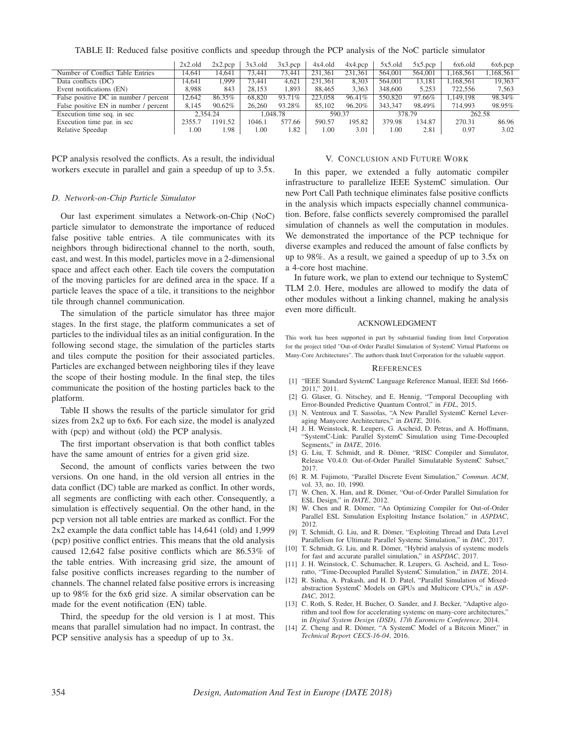TABLE II: Reduced false positive conflicts and speedup through the PCP analysis of the NoC particle simulator

| | 2x2.old | 2x2.pcp | 3x3.old | 3x3.pcp | 4x4.old | 4x4.pcp | 5x5.old | 5x5.pcp | 6x6.old | 6x6.pcp |
|---|---|---|---|---|---|---|---|---|---|---|
| Number of Conflict Table Entries | 14,641 | 14,641 | 73,441 | 73,441 | 231,361 | 231,361 | 564,001 | 564,001 | 1,168,561 | 1,168,561 |
| Data conflicts (DC) | 14,641 | 1,999 | 73,441 | 4,621 | 231,361 | 8,303 | 564,001 | 13,181 | 1,168,561 | 19,363 |
| Event notifications (EN) | 8,988 | 843 | 28,153 | 1,893 | 88,465 | 3,363 | 348,600 | 5,253 | 722,556 | 7,563 |
| False positive DC in number / percent | 12,642 | 86.35% | 68,820 | 93.71% | 223,058 | 96.41% | 550,820 | 97.66% | 1,149,198 | 98.34% |
| False positive EN in number / percent | 8,145 | 90.62% | 26,260 | 93.28% | 85,102 | 96.20% | 343,347 | 98.49% | 714,993 | 98.95% |
| Execution time seq. in sec | 2,354.24 | | 1,048.78 | | 590.37 | | 378.79 | | 262.58 | |
| Execution time par. in sec | 2355.7 | 1191.52 | 1046.1 | 577.66 | 590.57 | 195.82 | 379.98 | 134.87 | 270.31 | 86.96 |
| Relative Speedup | 1.00 | 1.98 | 1.00 | 1.82 | 1.00 | 3.01 | 1.00 | 2.81 | 0.97 | 3.02 |

PCP analysis resolved the conflicts. As a result, the individual workers execute in parallel and gain a speedup of up to 3.5x.

### *D. Network-on-Chip Particle Simulator*

Our last experiment simulates a Network-on-Chip (NoC) particle simulator to demonstrate the importance of reduced false positive table entries. A tile communicates with its neighbors through bidirectional channel to the north, south, east, and west. In this model, particles move in a 2-dimensional space and affect each other. Each tile covers the computation of the moving particles for are defined area in the space. If a particle leaves the space of a tile, it transitions to the neighbor tile through channel communication.

The simulation of the particle simulator has three major stages. In the first stage, the platform communicates a set of particles to the individual tiles as an initial configuration. In the following second stage, the simulation of the particles starts and tiles compute the position for their associated particles. Particles are exchanged between neighboring tiles if they leave the scope of their hosting module. In the final step, the tiles communicate the position of the hosting particles back to the platform.

Table II shows the results of the particle simulator for grid sizes from 2x2 up to 6x6. For each size, the model is analyzed with (pcp) and without (old) the PCP analysis.

The first important observation is that both conflict tables have the same amount of entries for a given grid size.

Second, the amount of conflicts varies between the two versions. On one hand, in the old version all entries in the data conflict (DC) table are marked as conflict. In other words, all segments are conflicting with each other. Consequently, a simulation is effectively sequential. On the other hand, in the pcp version not all table entries are marked as conflict. For the 2x2 example the data conflict table has 14,641 (old) and 1,999 (pcp) positive conflict entries. This means that the old analysis caused 12,642 false positive conflicts which are 86.53% of the table entries. With increasing grid size, the amount of false positive conflicts increases regarding to the number of channels. The channel related false positive errors is increasing up to 98% for the 6x6 grid size. A similar observation can be made for the event notification (EN) table.

Third, the speedup for the old version is 1 at most. This means that parallel simulation had no impact. In contrast, the PCP sensitive analysis has a speedup of up to 3x.

## V. Conclusion and Future Work

In this paper, we extended a fully automatic compiler infrastructure to parallelize IEEE SystemC simulation. Our new Port Call Path technique eliminates false positive conflicts in the analysis which impacts especially channel communication. Before, false conflicts severely compromised the parallel simulation of channels as well the computation in modules. We demonstrated the importance of the PCP technique for diverse examples and reduced the amount of false conflicts by up to 98%. As a result, we gained a speedup of up to 3.5x on a 4-core host machine.

In future work, we plan to extend our technique to SystemC TLM 2.0. Here, modules are allowed to modify the data of other modules without a linking channel, making he analysis even more difficult.

## Acknowledgment

This work has been supported in part by substantial funding from Intel Corporation for the project titled "Out-of-Order Parallel Simulation of SystemC Virtual Platforms on Many-Core Architectures". The authors thank Intel Corporation for the valuable support.

## References

[1] "IEEE Standard SystemC Language Reference Manual, IEEE Std 1666-2011," 2011.

[2] G. Glaser, G. Nitschey, and E. Hennig, "Temporal Decoupling with Error-Bounded Predictive Quantum Control," in *FDL*, 2015.

[3] N. Ventroux and T. Sassolas, "A New Parallel SystemC Kernel Leveraging Manycore Architectures," in *DATE*, 2016.

[4] J. H. Weinstock, R. Leupers, G. Ascheid, D. Petras, and A. Hoffmann, "SystemC-Link: Parallel SystemC Simulation using Time-Decoupled Segments," in *DATE*, 2016.

[5] G. Liu, T. Schmidt, and R. Dömer, "RISC Compiler and Simulator, Release V0.4.0: Out-of-Order Parallel Simulatable SystemC Subset," 2017.

[6] R. M. Fujimoto, "Parallel Discrete Event Simulation," *Commun. ACM*, vol. 33, no. 10, 1990.

[7] W. Chen, X. Han, and R. Dömer, "Out-of-Order Parallel Simulation for ESL Design," in *DATE*, 2012.

[8] W. Chen and R. Dömer, "An Optimizing Compiler for Out-of-Order Parallel ESL Simulation Exploiting Instance Isolation," in *ASPDAC*, 2012.

[9] T. Schmidt, G. Liu, and R. Dömer, "Exploiting Thread and Data Level Parallelism for Ultimate Parallel Systemc Simulation," in *DAC*, 2017.

[10] T. Schmidt, G. Liu, and R. Dömer, "Hybrid analysis of systemc models for fast and accurate parallel simulation," in *ASPDAC*, 2017.

[11] J. H. Weinstock, C. Schumacher, R. Leupers, G. Ascheid, and L. Tosoratto, "Time-Decoupled Parallel SystemC Simulation," in *DATE*, 2014.

[12] R. Sinha, A. Prakash, and H. D. Patel, "Parallel Simulation of Mixed-abstraction SystemC Models on GPUs and Multicore CPUs," in *ASP-DAC*, 2012.

[13] C. Roth, S. Reder, H. Bucher, O. Sander, and J. Becker, "Adaptive algorithm and tool flow for accelerating systemc on many-core architectures," in *Digital System Design (DSD), 17th Euromicro Conference*, 2014.

[14] Z. Cheng and R. Dömer, "A SystemC Model of a Bitcoin Miner," in *Technical Report CECS-16-04*, 2016.